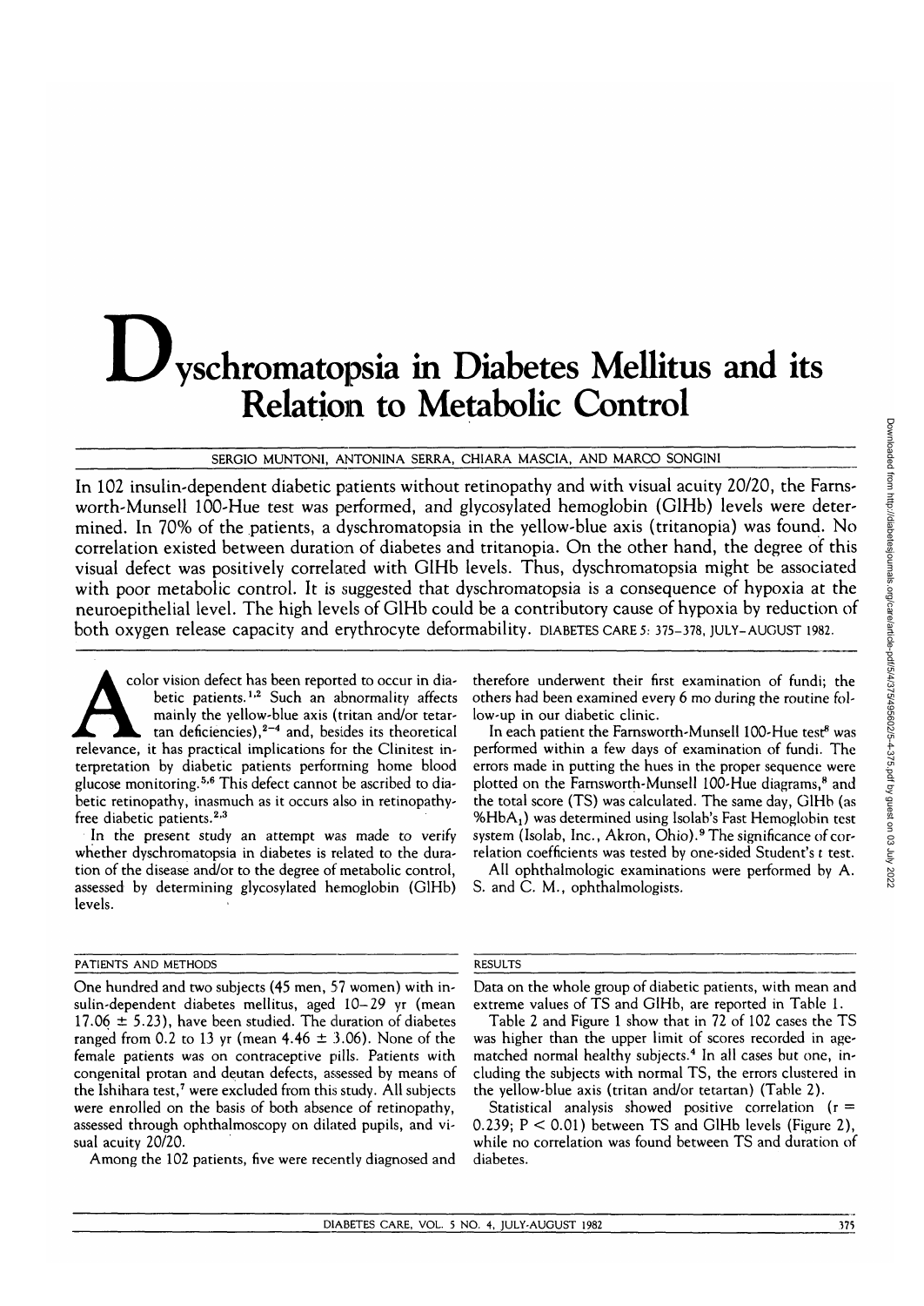# Dyschromatopsia in Diabetes Mellitus and its Relation to Metabolic Control

SERGIO MUNTONI, ANTONINA SERRA, CHIARA MASCIA, AND MARCO SONGINI

In 102 insulin-dependent diabetic patients without retinopathy and with visual acuity 20/20, the Farnsworth-Munsell 100-Hue test was performed, and glycosylated hemoglobin (GlHb) levels were determined. In 70% of the patients, a dyschromatopsia in the yellow-blue axis (tritanopia) was found. No correlation existed between duration of diabetes and tritanopia. On the other hand, the degree of this visual defect was positively correlated with GlHb levels. Thus, dyschromatopsia might be associated with poor metabolic control. It is suggested that dyschromatopsia is a consequence of hypoxia at the neuroepithelial level. The high levels of GlHb could be a contributory cause of hypoxia by reduction of both oxygen release capacity and erythrocyte deformability. DIABETES CARE 5: 375–378, JULY–AUGUST 1982.

A color vision defect has been reported to occur in diabetic patients.[1,2] Such an abnormality affects mainly the yellow-blue axis (tritan and/or tetartan deficiencies),[2–4] and, besides its theoretical relevance, it has practical implications for the Clinitest interpretation by diabetic patients performing home blood glucose monitoring.[5,6] This defect cannot be ascribed to diabetic retinopathy, inasmuch as it occurs also in retinopathy-free diabetic patients.[2,3]

In the present study an attempt was made to verify whether dyschromatopsia in diabetes is related to the duration of the disease and/or to the degree of metabolic control, assessed by determining glycosylated hemoglobin (GlHb) levels.

## PATIENTS AND METHODS

One hundred and two subjects (45 men, 57 women) with insulin-dependent diabetes mellitus, aged 10–29 yr (mean 17.06 ± 5.23), have been studied. The duration of diabetes ranged from 0.2 to 13 yr (mean 4.46 ± 3.06). None of the female patients was on contraceptive pills. Patients with congenital protan and deutan defects, assessed by means of the Ishihara test,[7] were excluded from this study. All subjects were enrolled on the basis of both absence of retinopathy, assessed through ophthalmoscopy on dilated pupils, and visual acuity 20/20.

Among the 102 patients, five were recently diagnosed and therefore underwent their first examination of fundi; the others had been examined every 6 mo during the routine follow-up in our diabetic clinic.

In each patient the Farnsworth-Munsell 100-Hue test[8] was performed within a few days of examination of fundi. The errors made in putting the hues in the proper sequence were plotted on the Farnsworth-Munsell 100-Hue diagrams,[8] and the total score (TS) was calculated. The same day, GlHb (as $\%HbA_1$) was determined using Isolab's Fast Hemoglobin test system (Isolab, Inc., Akron, Ohio).[9] The significance of correlation coefficients was tested by one-sided Student's $t$ test.

All ophthalmologic examinations were performed by A. S. and C. M., ophthalmologists.

## RESULTS

Data on the whole group of diabetic patients, with mean and extreme values of TS and GlHb, are reported in Table 1.

Table 2 and Figure 1 show that in 72 of 102 cases the TS was higher than the upper limit of scores recorded in age-matched normal healthy subjects.[4] In all cases but one, including the subjects with normal TS, the errors clustered in the yellow-blue axis (tritan and/or tetartan) (Table 2).

Statistical analysis showed positive correlation ($r = 0.239$; $P < 0.01$) between TS and GlHb levels (Figure 2), while no correlation was found between TS and duration of diabetes.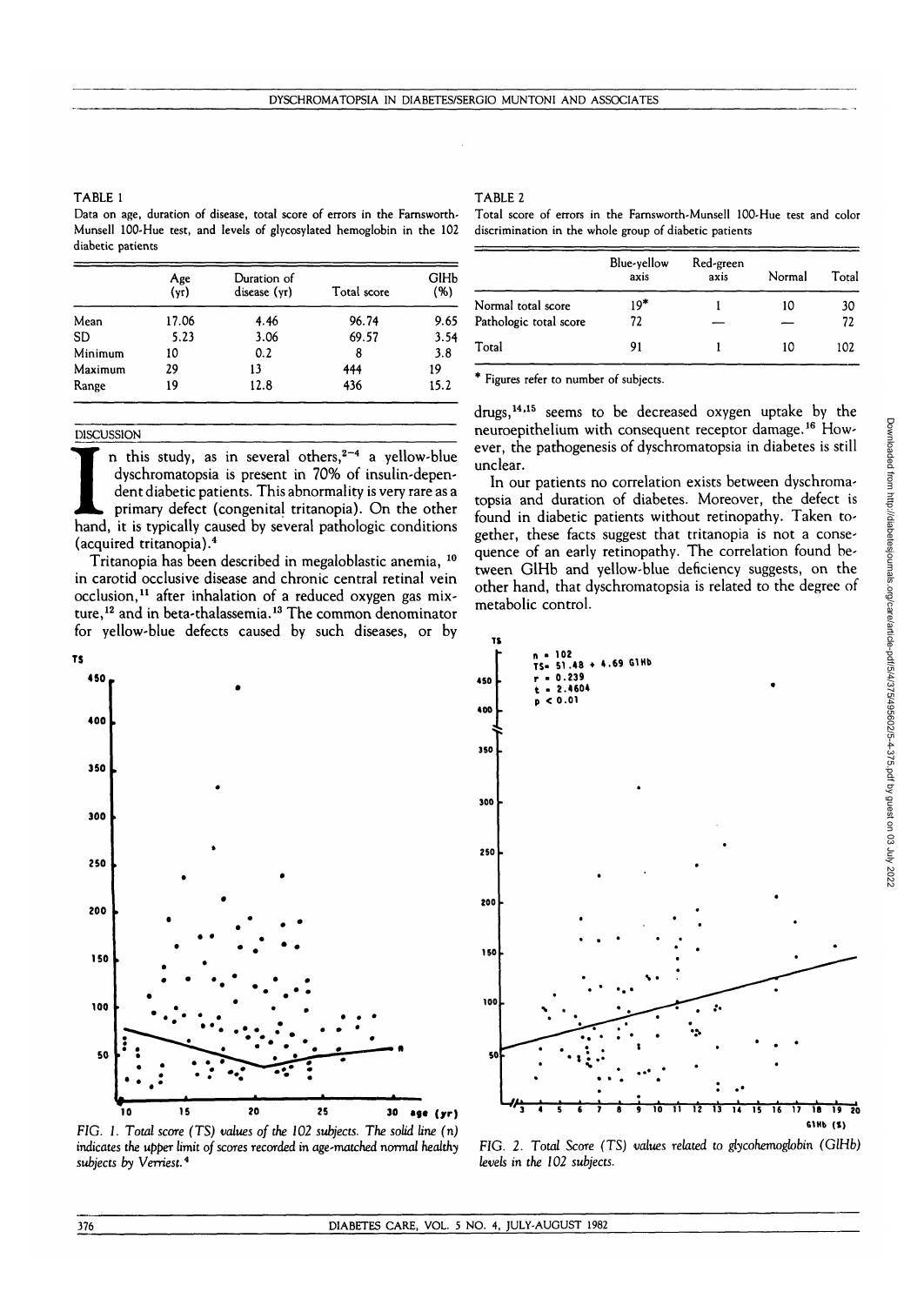TABLE 1

Data on age, duration of disease, total score of errors in the Farnsworth-Munsell 100-Hue test, and levels of glycosylated hemoglobin in the 102 diabetic patients

| | Age (yr) | Duration of disease (yr) | Total score | GlHb (%) |
|---|---|---|---|---|
| Mean | 17.06 | 4.46 | 96.74 | 9.65 |
| SD | 5.23 | 3.06 | 69.57 | 3.54 |
| Minimum | 10 | 0.2 | 8 | 3.8 |
| Maximum | 29 | 13 | 444 | 19 |
| Range | 19 | 12.8 | 436 | 15.2 |

TABLE 2

Total score of errors in the Farnsworth-Munsell 100-Hue test and color discrimination in the whole group of diabetic patients

| | Blue-yellow axis | Red-green axis | Normal | Total |
|---|---|---|---|---|
| Normal total score | 19* | 1 | 10 | 30 |
| Pathologic total score | 72 | — | — | 72 |
| Total | 91 | 1 | 10 | 102 |

\* Figures refer to number of subjects.

## DISCUSSION

In this study, as in several others,[2–4] a yellow-blue dyschromatopsia is present in 70% of insulin-dependent diabetic patients. This abnormality is very rare as a primary defect (congenital tritanopia). On the other hand, it is typically caused by several pathologic conditions (acquired tritanopia).[4]

Tritanopia has been described in megaloblastic anemia,[10] in carotid occlusive disease and chronic central retinal vein occlusion,[11] after inhalation of a reduced oxygen gas mixture,[12] and in beta-thalassemia.[13] The common denominator for yellow-blue defects caused by such diseases, or by drugs,[14,15] seems to be decreased oxygen uptake by the neuroepithelium with consequent receptor damage.[16] However, the pathogenesis of dyschromatopsia in diabetes is still unclear.

In our patients no correlation exists between dyschromatopsia and duration of diabetes. Moreover, the defect is found in diabetic patients without retinopathy. Taken together, these facts suggest that tritanopia is not a consequence of an early retinopathy. The correlation found between GlHb and yellow-blue deficiency suggests, on the other hand, that dyschromatopsia is related to the degree of metabolic control.

TS
450
400
350
300
250
200
150
100
50
n
10 15 20 25 30 age (yr)

FIG. 1. Total score (TS) values of the 102 subjects. The solid line (n) indicates the upper limit of scores recorded in age-matched normal healthy subjects by Verriest.[4]

TS
n = 102
TS = 51.48 + 4.69 GlHb
r = 0.239
t = 2.4604
p < 0.01
450
400
350
300
250
200
150
100
50
3 4 5 6 7 8 9 10 11 12 13 14 15 16 17 18 19 20
GlHb (%)

FIG. 2. Total Score (TS) values related to glycohemoglobin (GlHb) levels in the 102 subjects.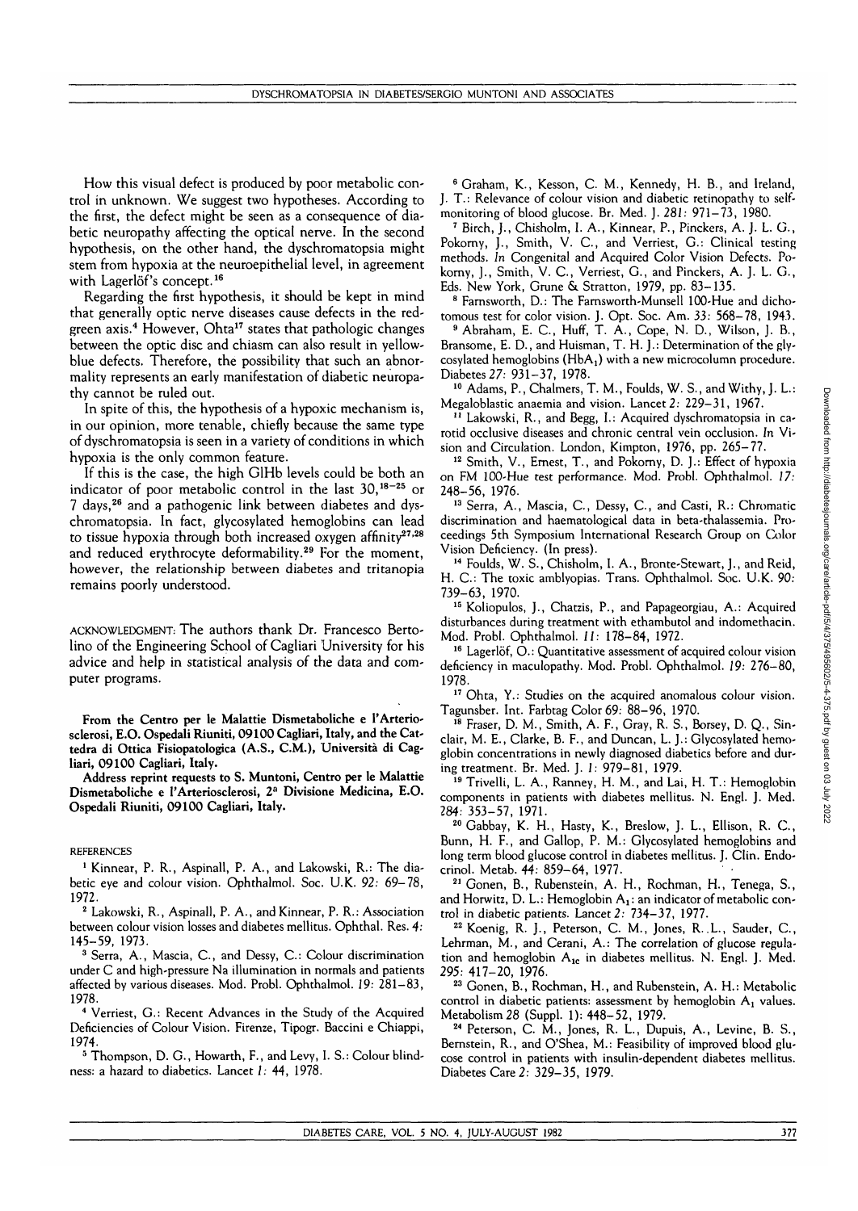How this visual defect is produced by poor metabolic control in unknown. We suggest two hypotheses. According to the first, the defect might be seen as a consequence of diabetic neuropathy affecting the optical nerve. In the second hypothesis, on the other hand, the dyschromatopsia might stem from hypoxia at the neuroepithelial level, in agreement with Lagerlöf's concept.[16]

Regarding the first hypothesis, it should be kept in mind that generally optic nerve diseases cause defects in the red-green axis.[4] However, Ohta[17] states that pathologic changes between the optic disc and chiasm can also result in yellow-blue defects. Therefore, the possibility that such an abnormality represents an early manifestation of diabetic neuropathy cannot be ruled out.

In spite of this, the hypothesis of a hypoxic mechanism is, in our opinion, more tenable, chiefly because the same type of dyschromatopsia is seen in a variety of conditions in which hypoxia is the only common feature.

If this is the case, the high GlHb levels could be both an indicator of poor metabolic control in the last 30,[18–25] or 7 days,[26] and a pathogenic link between diabetes and dyschromatopsia. In fact, glycosylated hemoglobins can lead to tissue hypoxia through both increased oxygen affinity[27,28] and reduced erythrocyte deformability.[29] For the moment, however, the relationship between diabetes and tritanopia remains poorly understood.

ACKNOWLEDGMENT: The authors thank Dr. Francesco Bertolino of the Engineering School of Cagliari University for his advice and help in statistical analysis of the data and computer programs.

**From the Centro per le Malattie Dismetaboliche e l'Arteriosclerosi, E.O. Ospedali Riuniti, 09100 Cagliari, Italy, and the Cattedra di Ottica Fisiopatologica (A.S., C.M.), Università di Cagliari, 09100 Cagliari, Italy.**

**Address reprint requests to S. Muntoni, Centro per le Malattie Dismetaboliche e l'Arteriosclerosi, 2ª Divisione Medicina, E.O. Ospedali Riuniti, 09100 Cagliari, Italy.**

REFERENCES

[1] Kinnear, P. R., Aspinall, P. A., and Lakowski, R.: The diabetic eye and colour vision. Ophthalmol. Soc. U.K. *92*: 69–78, 1972.

[2] Lakowski, R., Aspinall, P. A., and Kinnear, P. R.: Association between colour vision losses and diabetes mellitus. Ophthal. Res. *4*: 145–59, 1973.

[3] Serra, A., Mascia, C., and Dessy, C.: Colour discrimination under C and high-pressure Na illumination in normals and patients affected by various diseases. Mod. Probl. Ophthalmol. *19*: 281–83, 1978.

[4] Verriest, G.: Recent Advances in the Study of the Acquired Deficiencies of Colour Vision. Firenze, Tipogr. Baccini e Chiappi, 1974.

[5] Thompson, D. G., Howarth, F., and Levy, I. S.: Colour blindness: a hazard to diabetics. Lancet *1*: 44, 1978.

[6] Graham, K., Kesson, C. M., Kennedy, H. B., and Ireland, J. T.: Relevance of colour vision and diabetic retinopathy to self-monitoring of blood glucose. Br. Med. J. *281*: 971–73, 1980.

[7] Birch, J., Chisholm, I. A., Kinnear, P., Pinckers, A. J. L. G., Pokorny, J., Smith, V. C., and Verriest, G.: Clinical testing methods. *In* Congenital and Acquired Color Vision Defects. Pokorny, J., Smith, V. C., Verriest, G., and Pinckers, A. J. L. G., Eds. New York, Grune & Stratton, 1979, pp. 83–135.

[8] Farnsworth, D.: The Farnsworth-Munsell 100-Hue and dichotomous test for color vision. J. Opt. Soc. Am. *33*: 568–78, 1943.

[9] Abraham, E. C., Huff, T. A., Cope, N. D., Wilson, J. B., Bransome, E. D., and Huisman, T. H. J.: Determination of the glycosylated hemoglobins ($HbA_1$) with a new microcolumn procedure. Diabetes *27*: 931–37, 1978.

[10] Adams, P., Chalmers, T. M., Foulds, W. S., and Withy, J. L.: Megaloblastic anaemia and vision. Lancet *2*: 229–31, 1967.

[11] Lakowski, R., and Begg, I.: Acquired dyschromatopsia in carotid occlusive diseases and chronic central vein occlusion. *In* Vision and Circulation. London, Kimpton, 1976, pp. 265–77.

[12] Smith, V., Ernest, T., and Pokorny, D. J.: Effect of hypoxia on FM 100-Hue test performance. Mod. Probl. Ophthalmol. *17*: 248–56, 1976.

[13] Serra, A., Mascia, C., Dessy, C., and Casti, R.: Chromatic discrimination and haematological data in beta-thalassemia. Proceedings 5th Symposium International Research Group on Color Vision Deficiency. (In press).

[14] Foulds, W. S., Chisholm, I. A., Bronte-Stewart, J., and Reid, H. C.: The toxic amblyopias. Trans. Ophthalmol. Soc. U.K. *90*: 739–63, 1970.

[15] Koliopulos, J., Chatzis, P., and Papageorgiau, A.: Acquired disturbances during treatment with ethambutol and indomethacin. Mod. Probl. Ophthalmol. *11*: 178–84, 1972.

[16] Lagerlöf, O.: Quantitative assessment of acquired colour vision deficiency in maculopathy. Mod. Probl. Ophthalmol. *19*: 276–80, 1978.

[17] Ohta, Y.: Studies on the acquired anomalous colour vision. Tagunsber. Int. Farbtag Color *69*: 88–96, 1970.

[18] Fraser, D. M., Smith, A. F., Gray, R. S., Borsey, D. Q., Sinclair, M. E., Clarke, B. F., and Duncan, L. J.: Glycosylated hemoglobin concentrations in newly diagnosed diabetics before and during treatment. Br. Med. J. *1*: 979–81, 1979.

[19] Trivelli, L. A., Ranney, H. M., and Lai, H. T.: Hemoglobin components in patients with diabetes mellitus. N. Engl. J. Med. *284*: 353–57, 1971.

[20] Gabbay, K. H., Hasty, K., Breslow, J. L., Ellison, R. C., Bunn, H. F., and Gallop, P. M.: Glycosylated hemoglobins and long term blood glucose control in diabetes mellitus. J. Clin. Endocrinol. Metab. *44*: 859–64, 1977.

[21] Gonen, B., Rubenstein, A. H., Rochman, H., Tenega, S., and Horwitz, D. L.: Hemoglobin $A_1$: an indicator of metabolic control in diabetic patients. Lancet *2*: 734–37, 1977.

[22] Koenig, R. J., Peterson, C. M., Jones, R. L., Sauder, C., Lehrman, M., and Cerani, A.: The correlation of glucose regulation and hemoglobin $A_{1c}$ in diabetes mellitus. N. Engl. J. Med. *295*: 417–20, 1976.

[23] Gonen, B., Rochman, H., and Rubenstein, A. H.: Metabolic control in diabetic patients: assessment by hemoglobin $A_1$ values. Metabolism *28* (Suppl. 1): 448–52, 1979.

[24] Peterson, C. M., Jones, R. L., Dupuis, A., Levine, B. S., Bernstein, R., and O'Shea, M.: Feasibility of improved blood glucose control in patients with insulin-dependent diabetes mellitus. Diabetes Care *2*: 329–35, 1979.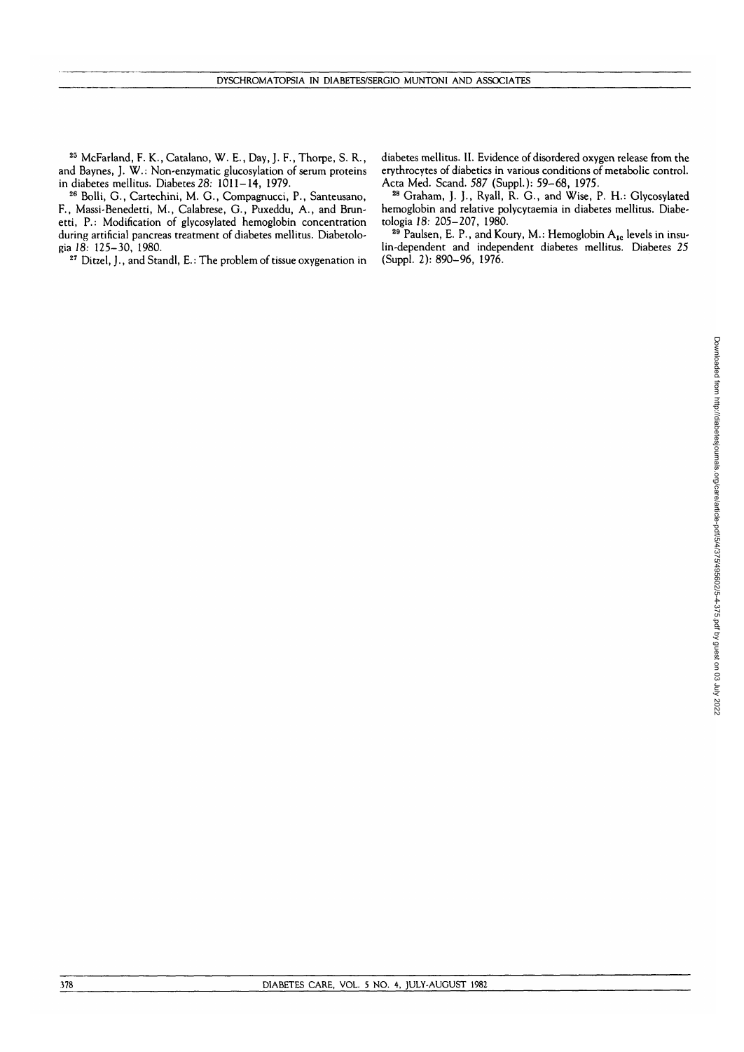[25] McFarland, F. K., Catalano, W. E., Day, J. F., Thorpe, S. R., and Baynes, J. W.: Non-enzymatic glucosylation of serum proteins in diabetes mellitus. Diabetes *28:* 1011–14, 1979.

[26] Bolli, G., Cartechini, M. G., Compagnucci, P., Santeusano, F., Massi-Benedetti, M., Calabrese, G., Puxeddu, A., and Brunetti, P.: Modification of glycosylated hemoglobin concentration during artificial pancreas treatment of diabetes mellitus. Diabetologia *18:* 125–30, 1980.

[27] Ditzel, J., and Standl, E.: The problem of tissue oxygenation in diabetes mellitus. II. Evidence of disordered oxygen release from the erythrocytes of diabetics in various conditions of metabolic control. Acta Med. Scand. *587* (Suppl.): 59–68, 1975.

[28] Graham, J. J., Ryall, R. G., and Wise, P. H.: Glycosylated hemoglobin and relative polycytaemia in diabetes mellitus. Diabetologia *18:* 205–207, 1980.

[29] Paulsen, E. P., and Koury, M.: Hemoglobin $A_{1c}$ levels in insulin-dependent and independent diabetes mellitus. Diabetes *25* (Suppl. 2): 890–96, 1976.